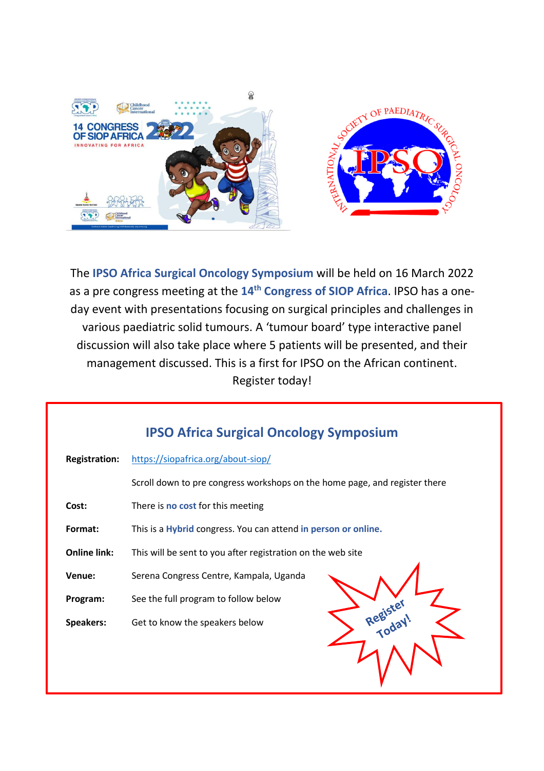The **IPSO Africa Surgical Oncology Symposium** will be held on 16 March 2022 as a pre congress meeting at the **14th Congress of SIOP Africa**. IPSO has a one-day event with presentations focusing on surgical principles and challenges in various paediatric solid tumours. A 'tumour board' type interactive panel discussion will also take place where 5 patients will be presented, and their management discussed. This is a first for IPSO on the African continent. Register today!

## IPSO Africa Surgical Oncology Symposium

**Registration:** https://siopafrica.org/about-siop/

Scroll down to pre congress workshops on the home page, and register there

**Cost:** There is **no cost** for this meeting

**Format:** This is a **Hybrid** congress. You can attend **in person or online.**

**Online link:** This will be sent to you after registration on the web site

**Venue:** Serena Congress Centre, Kampala, Uganda

**Program:** See the full program to follow below

**Speakers:** Get to know the speakers below

Register Today!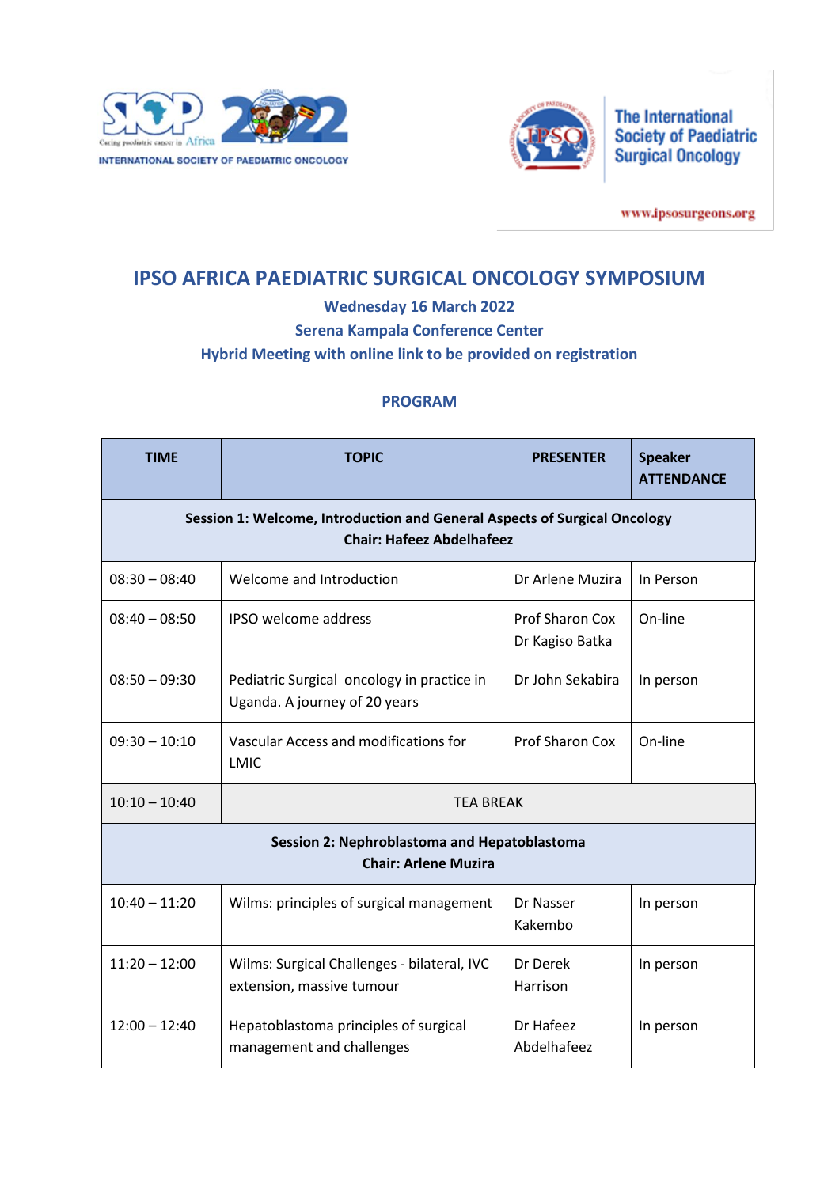INTERNATIONAL SOCIETY OF PAEDIATRIC ONCOLOGY

The International Society of Paediatric Surgical Oncology

www.ipsosurgeons.org

# IPSO AFRICA PAEDIATRIC SURGICAL ONCOLOGY SYMPOSIUM

**Wednesday 16 March 2022**

**Serena Kampala Conference Center**

**Hybrid Meeting with online link to be provided on registration**

## PROGRAM

| TIME | TOPIC | PRESENTER | Speaker ATTENDANCE |
|---|---|---|---|
| **Session 1: Welcome, Introduction and General Aspects of Surgical Oncology Chair: Hafeez Abdelhafeez** | | | |
| 08:30 – 08:40 | Welcome and Introduction | Dr Arlene Muzira | In Person |
| 08:40 – 08:50 | IPSO welcome address | Prof Sharon Cox<br>Dr Kagiso Batka | On-line |
| 08:50 – 09:30 | Pediatric Surgical oncology in practice in Uganda. A journey of 20 years | Dr John Sekabira | In person |
| 09:30 – 10:10 | Vascular Access and modifications for LMIC | Prof Sharon Cox | On-line |
| 10:10 – 10:40 | TEA BREAK | | |
| **Session 2: Nephroblastoma and Hepatoblastoma Chair: Arlene Muzira** | | | |
| 10:40 – 11:20 | Wilms: principles of surgical management | Dr Nasser Kakembo | In person |
| 11:20 – 12:00 | Wilms: Surgical Challenges - bilateral, IVC extension, massive tumour | Dr Derek Harrison | In person |
| 12:00 – 12:40 | Hepatoblastoma principles of surgical management and challenges | Dr Hafeez Abdelhafeez | In person |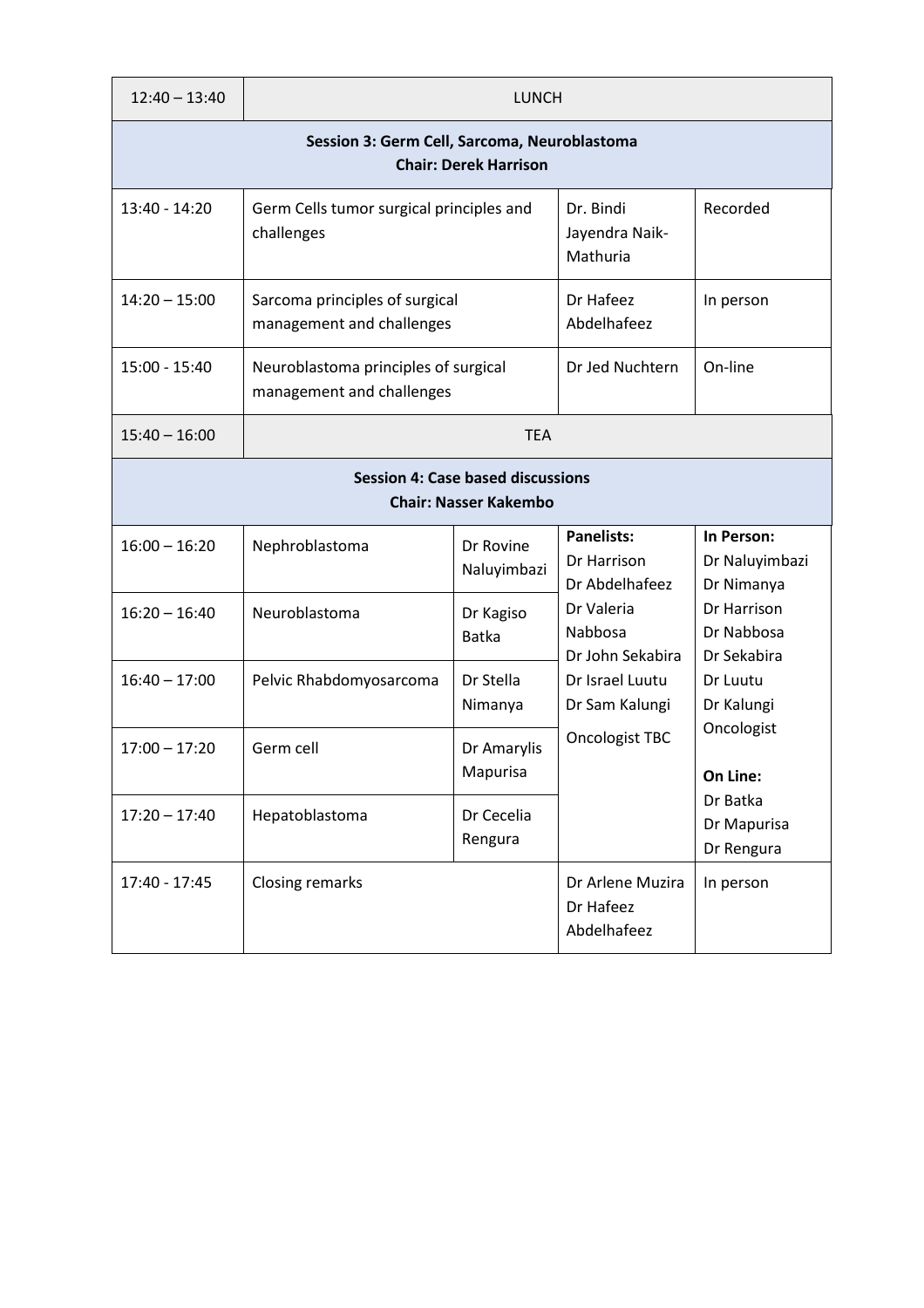| 12:40 – 13:40 | LUNCH | | | |
|---|---|---|---|---|
| **Session 3: Germ Cell, Sarcoma, Neuroblastoma**<br>**Chair: Derek Harrison** | | | | |
| 13:40 - 14:20 | Germ Cells tumor surgical principles and challenges | | Dr. Bindi Jayendra Naik-Mathuria | Recorded |
| 14:20 – 15:00 | Sarcoma principles of surgical management and challenges | | Dr Hafeez Abdelhafeez | In person |
| 15:00 - 15:40 | Neuroblastoma principles of surgical management and challenges | | Dr Jed Nuchtern | On-line |
| 15:40 – 16:00 | TEA | | | |
| **Session 4: Case based discussions**<br>**Chair: Nasser Kakembo** | | | | |
| 16:00 – 16:20 | Nephroblastoma | Dr Rovine Naluyimbazi | **Panelists:**<br>Dr Harrison<br>Dr Abdelhafeez<br>Dr Valeria Nabbosa<br>Dr John Sekabira<br>Dr Israel Luutu<br>Dr Sam Kalungi<br>Oncologist TBC | **In Person:**<br>Dr Naluyimbazi<br>Dr Nimanya<br>Dr Harrison<br>Dr Nabbosa<br>Dr Sekabira<br>Dr Luutu<br>Dr Kalungi<br>Oncologist<br>**On Line:**<br>Dr Batka<br>Dr Mapurisa<br>Dr Rengura |
| 16:20 – 16:40 | Neuroblastoma | Dr Kagiso Batka | | |
| 16:40 – 17:00 | Pelvic Rhabdomyosarcoma | Dr Stella Nimanya | | |
| 17:00 – 17:20 | Germ cell | Dr Amarylis Mapurisa | | |
| 17:20 – 17:40 | Hepatoblastoma | Dr Cecelia Rengura | | |
| 17:40 - 17:45 | Closing remarks | | Dr Arlene Muzira<br>Dr Hafeez Abdelhafeez | In person |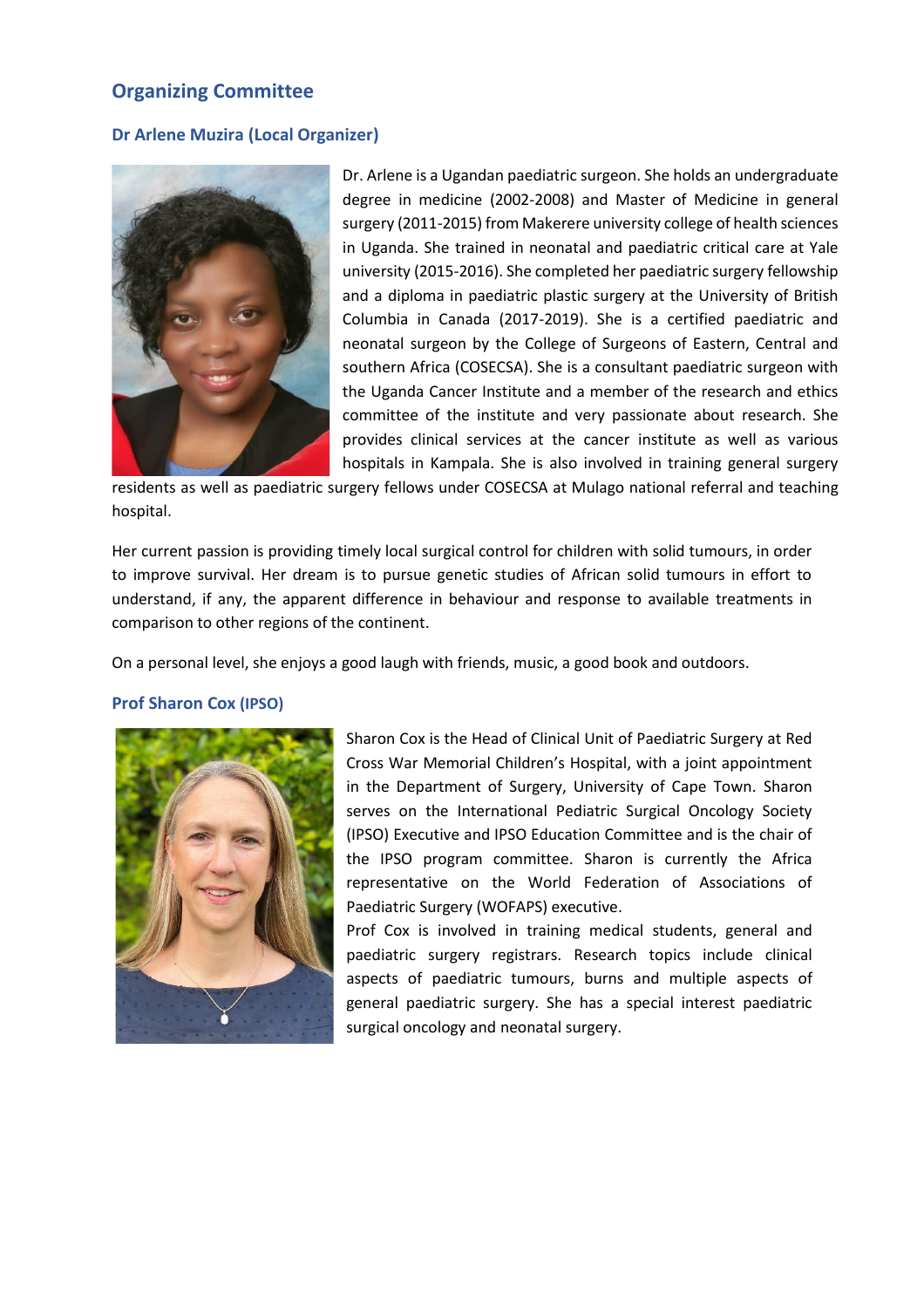## Organizing Committee

### Dr Arlene Muzira (Local Organizer)

Dr. Arlene is a Ugandan paediatric surgeon. She holds an undergraduate degree in medicine (2002-2008) and Master of Medicine in general surgery (2011-2015) from Makerere university college of health sciences in Uganda. She trained in neonatal and paediatric critical care at Yale university (2015-2016). She completed her paediatric surgery fellowship and a diploma in paediatric plastic surgery at the University of British Columbia in Canada (2017-2019). She is a certified paediatric and neonatal surgeon by the College of Surgeons of Eastern, Central and southern Africa (COSECSA). She is a consultant paediatric surgeon with the Uganda Cancer Institute and a member of the research and ethics committee of the institute and very passionate about research. She provides clinical services at the cancer institute as well as various hospitals in Kampala. She is also involved in training general surgery residents as well as paediatric surgery fellows under COSECSA at Mulago national referral and teaching hospital.

Her current passion is providing timely local surgical control for children with solid tumours, in order to improve survival. Her dream is to pursue genetic studies of African solid tumours in effort to understand, if any, the apparent difference in behaviour and response to available treatments in comparison to other regions of the continent.

On a personal level, she enjoys a good laugh with friends, music, a good book and outdoors.

### Prof Sharon Cox (IPSO)

Sharon Cox is the Head of Clinical Unit of Paediatric Surgery at Red Cross War Memorial Children's Hospital, with a joint appointment in the Department of Surgery, University of Cape Town. Sharon serves on the International Pediatric Surgical Oncology Society (IPSO) Executive and IPSO Education Committee and is the chair of the IPSO program committee. Sharon is currently the Africa representative on the World Federation of Associations of Paediatric Surgery (WOFAPS) executive.

Prof Cox is involved in training medical students, general and paediatric surgery registrars. Research topics include clinical aspects of paediatric tumours, burns and multiple aspects of general paediatric surgery. She has a special interest paediatric surgical oncology and neonatal surgery.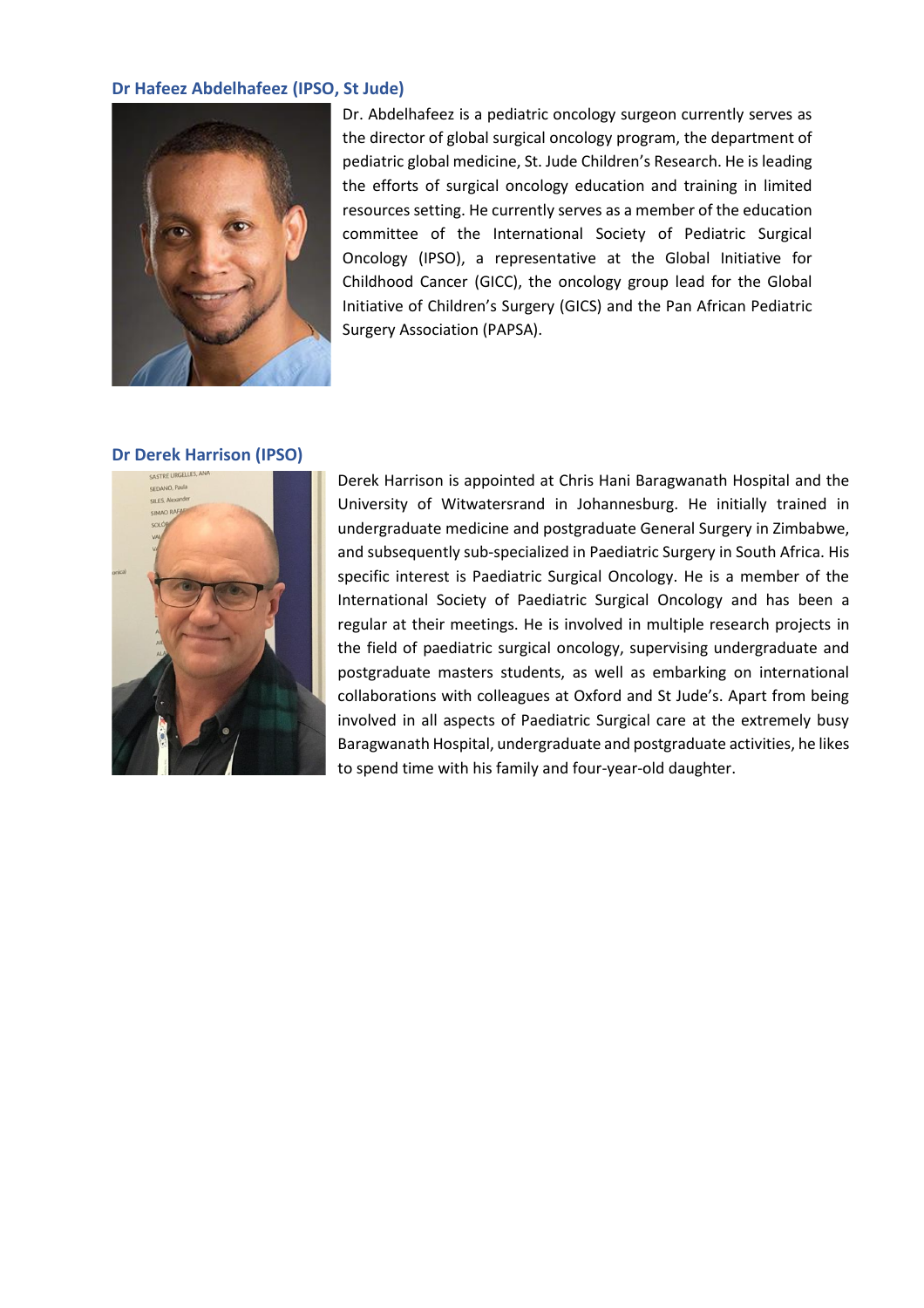### Dr Hafeez Abdelhafeez (IPSO, St Jude)

Dr. Abdelhafeez is a pediatric oncology surgeon currently serves as the director of global surgical oncology program, the department of pediatric global medicine, St. Jude Children's Research. He is leading the efforts of surgical oncology education and training in limited resources setting. He currently serves as a member of the education committee of the International Society of Pediatric Surgical Oncology (IPSO), a representative at the Global Initiative for Childhood Cancer (GICC), the oncology group lead for the Global Initiative of Children's Surgery (GICS) and the Pan African Pediatric Surgery Association (PAPSA).

### Dr Derek Harrison (IPSO)

Derek Harrison is appointed at Chris Hani Baragwanath Hospital and the University of Witwatersrand in Johannesburg. He initially trained in undergraduate medicine and postgraduate General Surgery in Zimbabwe, and subsequently sub-specialized in Paediatric Surgery in South Africa. His specific interest is Paediatric Surgical Oncology. He is a member of the International Society of Paediatric Surgical Oncology and has been a regular at their meetings. He is involved in multiple research projects in the field of paediatric surgical oncology, supervising undergraduate and postgraduate masters students, as well as embarking on international collaborations with colleagues at Oxford and St Jude's. Apart from being involved in all aspects of Paediatric Surgical care at the extremely busy Baragwanath Hospital, undergraduate and postgraduate activities, he likes to spend time with his family and four-year-old daughter.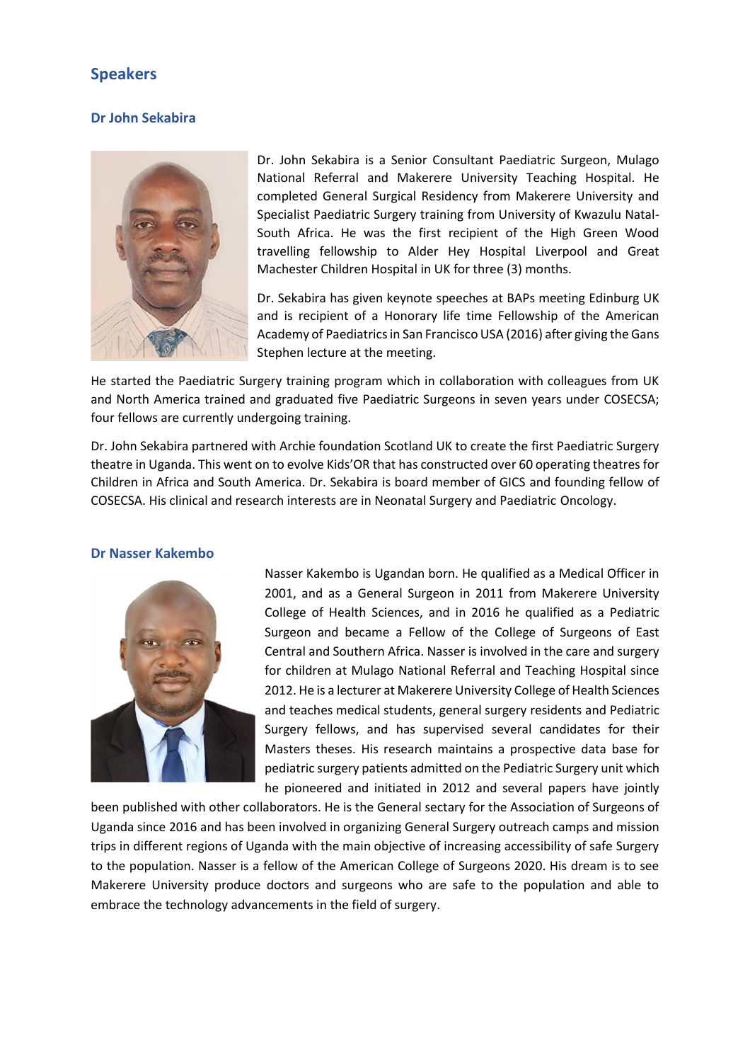## Speakers

### Dr John Sekabira

Dr. John Sekabira is a Senior Consultant Paediatric Surgeon, Mulago National Referral and Makerere University Teaching Hospital. He completed General Surgical Residency from Makerere University and Specialist Paediatric Surgery training from University of Kwazulu Natal-South Africa. He was the first recipient of the High Green Wood travelling fellowship to Alder Hey Hospital Liverpool and Great Machester Children Hospital in UK for three (3) months.

Dr. Sekabira has given keynote speeches at BAPs meeting Edinburg UK and is recipient of a Honorary life time Fellowship of the American Academy of Paediatrics in San Francisco USA (2016) after giving the Gans Stephen lecture at the meeting.

He started the Paediatric Surgery training program which in collaboration with colleagues from UK and North America trained and graduated five Paediatric Surgeons in seven years under COSECSA; four fellows are currently undergoing training.

Dr. John Sekabira partnered with Archie foundation Scotland UK to create the first Paediatric Surgery theatre in Uganda. This went on to evolve Kids'OR that has constructed over 60 operating theatres for Children in Africa and South America. Dr. Sekabira is board member of GICS and founding fellow of COSECSA. His clinical and research interests are in Neonatal Surgery and Paediatric Oncology.

### Dr Nasser Kakembo

Nasser Kakembo is Ugandan born. He qualified as a Medical Officer in 2001, and as a General Surgeon in 2011 from Makerere University College of Health Sciences, and in 2016 he qualified as a Pediatric Surgeon and became a Fellow of the College of Surgeons of East Central and Southern Africa. Nasser is involved in the care and surgery for children at Mulago National Referral and Teaching Hospital since 2012. He is a lecturer at Makerere University College of Health Sciences and teaches medical students, general surgery residents and Pediatric Surgery fellows, and has supervised several candidates for their Masters theses. His research maintains a prospective data base for pediatric surgery patients admitted on the Pediatric Surgery unit which he pioneered and initiated in 2012 and several papers have jointly been published with other collaborators. He is the General sectary for the Association of Surgeons of Uganda since 2016 and has been involved in organizing General Surgery outreach camps and mission trips in different regions of Uganda with the main objective of increasing accessibility of safe Surgery to the population. Nasser is a fellow of the American College of Surgeons 2020. His dream is to see Makerere University produce doctors and surgeons who are safe to the population and able to embrace the technology advancements in the field of surgery.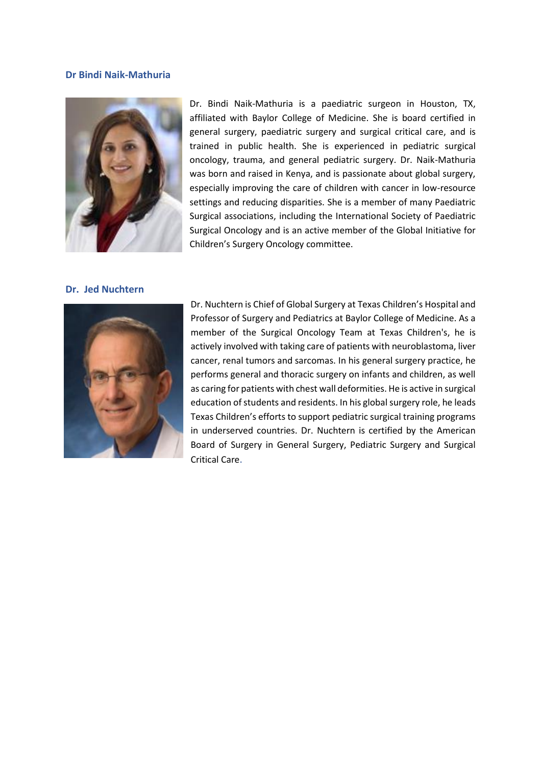### Dr Bindi Naik-Mathuria

Dr. Bindi Naik-Mathuria is a paediatric surgeon in Houston, TX, affiliated with Baylor College of Medicine. She is board certified in general surgery, paediatric surgery and surgical critical care, and is trained in public health. She is experienced in pediatric surgical oncology, trauma, and general pediatric surgery. Dr. Naik-Mathuria was born and raised in Kenya, and is passionate about global surgery, especially improving the care of children with cancer in low-resource settings and reducing disparities. She is a member of many Paediatric Surgical associations, including the International Society of Paediatric Surgical Oncology and is an active member of the Global Initiative for Children's Surgery Oncology committee.

### Dr. Jed Nuchtern

Dr. Nuchtern is Chief of Global Surgery at Texas Children's Hospital and Professor of Surgery and Pediatrics at Baylor College of Medicine. As a member of the Surgical Oncology Team at Texas Children's, he is actively involved with taking care of patients with neuroblastoma, liver cancer, renal tumors and sarcomas. In his general surgery practice, he performs general and thoracic surgery on infants and children, as well as caring for patients with chest wall deformities. He is active in surgical education of students and residents. In his global surgery role, he leads Texas Children's efforts to support pediatric surgical training programs in underserved countries. Dr. Nuchtern is certified by the American Board of Surgery in General Surgery, Pediatric Surgery and Surgical Critical Care.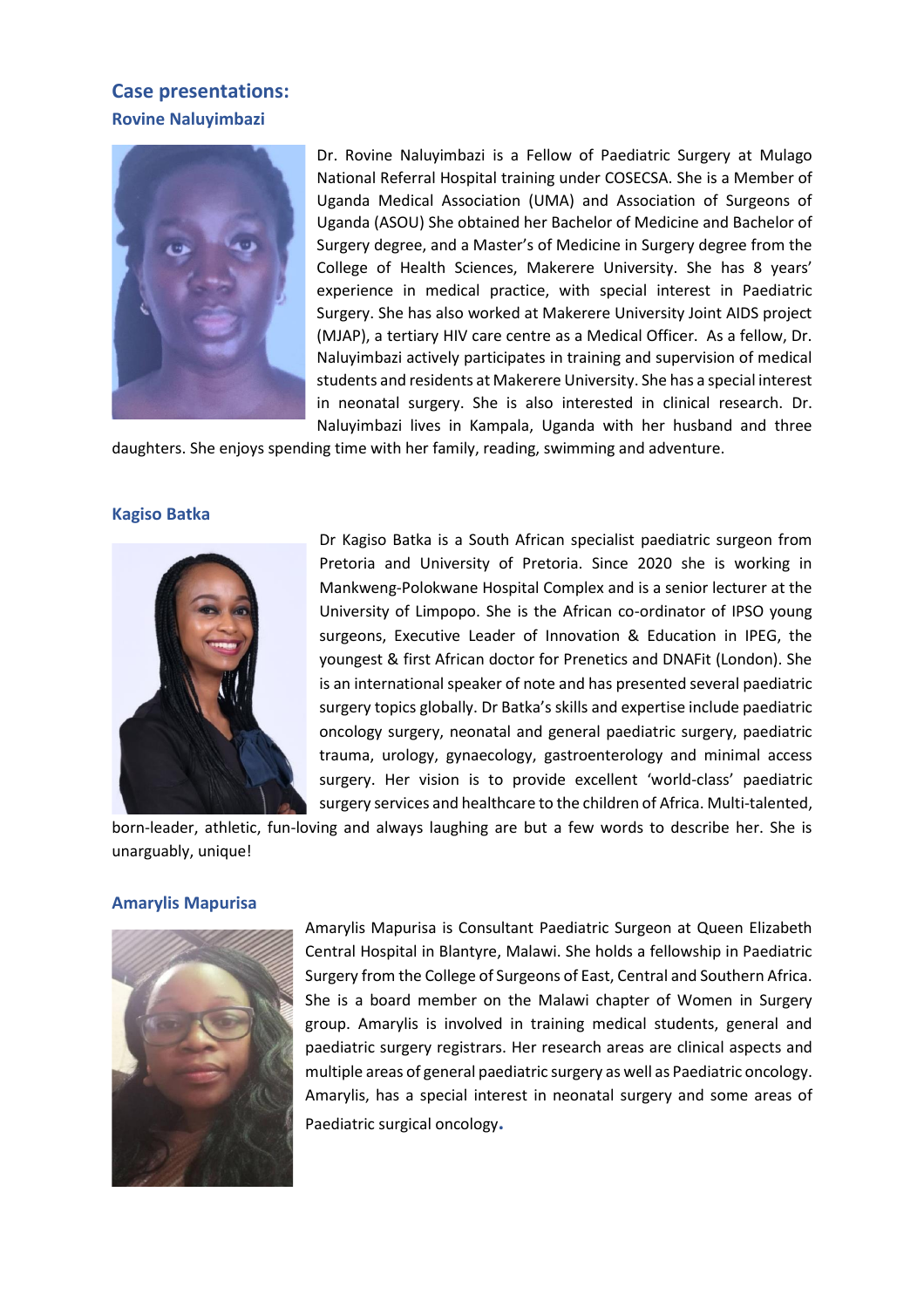## Case presentations:

### Rovine Naluyimbazi

Dr. Rovine Naluyimbazi is a Fellow of Paediatric Surgery at Mulago National Referral Hospital training under COSECSA. She is a Member of Uganda Medical Association (UMA) and Association of Surgeons of Uganda (ASOU) She obtained her Bachelor of Medicine and Bachelor of Surgery degree, and a Master's of Medicine in Surgery degree from the College of Health Sciences, Makerere University. She has 8 years' experience in medical practice, with special interest in Paediatric Surgery. She has also worked at Makerere University Joint AIDS project (MJAP), a tertiary HIV care centre as a Medical Officer. As a fellow, Dr. Naluyimbazi actively participates in training and supervision of medical students and residents at Makerere University. She has a special interest in neonatal surgery. She is also interested in clinical research. Dr. Naluyimbazi lives in Kampala, Uganda with her husband and three daughters. She enjoys spending time with her family, reading, swimming and adventure.

### Kagiso Batka

Dr Kagiso Batka is a South African specialist paediatric surgeon from Pretoria and University of Pretoria. Since 2020 she is working in Mankweng-Polokwane Hospital Complex and is a senior lecturer at the University of Limpopo. She is the African co-ordinator of IPSO young surgeons, Executive Leader of Innovation & Education in IPEG, the youngest & first African doctor for Prenetics and DNAFit (London). She is an international speaker of note and has presented several paediatric surgery topics globally. Dr Batka's skills and expertise include paediatric oncology surgery, neonatal and general paediatric surgery, paediatric trauma, urology, gynaecology, gastroenterology and minimal access surgery. Her vision is to provide excellent 'world-class' paediatric surgery services and healthcare to the children of Africa. Multi-talented, born-leader, athletic, fun-loving and always laughing are but a few words to describe her. She is unarguably, unique!

### Amarylis Mapurisa

Amarylis Mapurisa is Consultant Paediatric Surgeon at Queen Elizabeth Central Hospital in Blantyre, Malawi. She holds a fellowship in Paediatric Surgery from the College of Surgeons of East, Central and Southern Africa. She is a board member on the Malawi chapter of Women in Surgery group. Amarylis is involved in training medical students, general and paediatric surgery registrars. Her research areas are clinical aspects and multiple areas of general paediatric surgery as well as Paediatric oncology. Amarylis, has a special interest in neonatal surgery and some areas of Paediatric surgical oncology.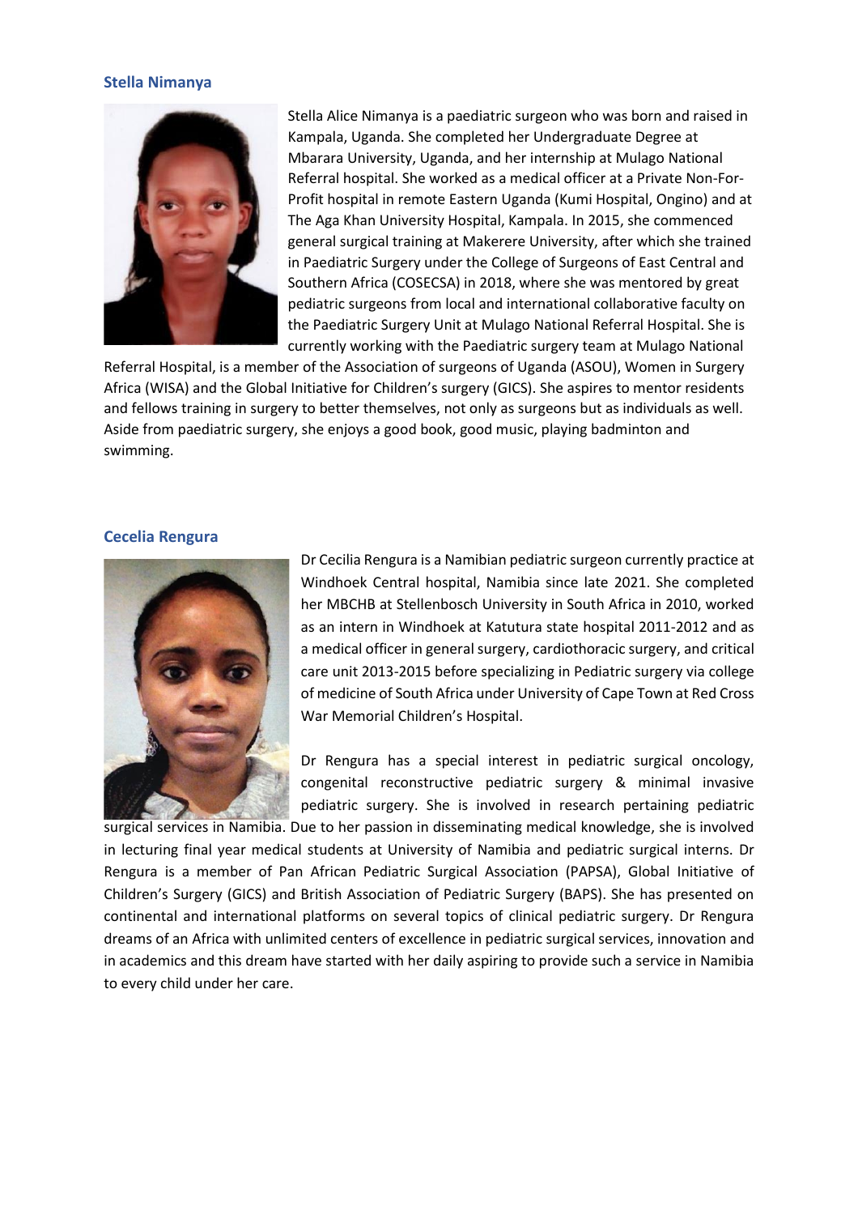### Stella Nimanya

Stella Alice Nimanya is a paediatric surgeon who was born and raised in Kampala, Uganda. She completed her Undergraduate Degree at Mbarara University, Uganda, and her internship at Mulago National Referral hospital. She worked as a medical officer at a Private Non-For-Profit hospital in remote Eastern Uganda (Kumi Hospital, Ongino) and at The Aga Khan University Hospital, Kampala. In 2015, she commenced general surgical training at Makerere University, after which she trained in Paediatric Surgery under the College of Surgeons of East Central and Southern Africa (COSECSA) in 2018, where she was mentored by great pediatric surgeons from local and international collaborative faculty on the Paediatric Surgery Unit at Mulago National Referral Hospital. She is currently working with the Paediatric surgery team at Mulago National Referral Hospital, is a member of the Association of surgeons of Uganda (ASOU), Women in Surgery Africa (WISA) and the Global Initiative for Children's surgery (GICS). She aspires to mentor residents and fellows training in surgery to better themselves, not only as surgeons but as individuals as well. Aside from paediatric surgery, she enjoys a good book, good music, playing badminton and swimming.

### Cecelia Rengura

Dr Cecilia Rengura is a Namibian pediatric surgeon currently practice at Windhoek Central hospital, Namibia since late 2021. She completed her MBCHB at Stellenbosch University in South Africa in 2010, worked as an intern in Windhoek at Katutura state hospital 2011-2012 and as a medical officer in general surgery, cardiothoracic surgery, and critical care unit 2013-2015 before specializing in Pediatric surgery via college of medicine of South Africa under University of Cape Town at Red Cross War Memorial Children's Hospital.

Dr Rengura has a special interest in pediatric surgical oncology, congenital reconstructive pediatric surgery & minimal invasive pediatric surgery. She is involved in research pertaining pediatric surgical services in Namibia. Due to her passion in disseminating medical knowledge, she is involved in lecturing final year medical students at University of Namibia and pediatric surgical interns. Dr Rengura is a member of Pan African Pediatric Surgical Association (PAPSA), Global Initiative of Children's Surgery (GICS) and British Association of Pediatric Surgery (BAPS). She has presented on continental and international platforms on several topics of clinical pediatric surgery. Dr Rengura dreams of an Africa with unlimited centers of excellence in pediatric surgical services, innovation and in academics and this dream have started with her daily aspiring to provide such a service in Namibia to every child under her care.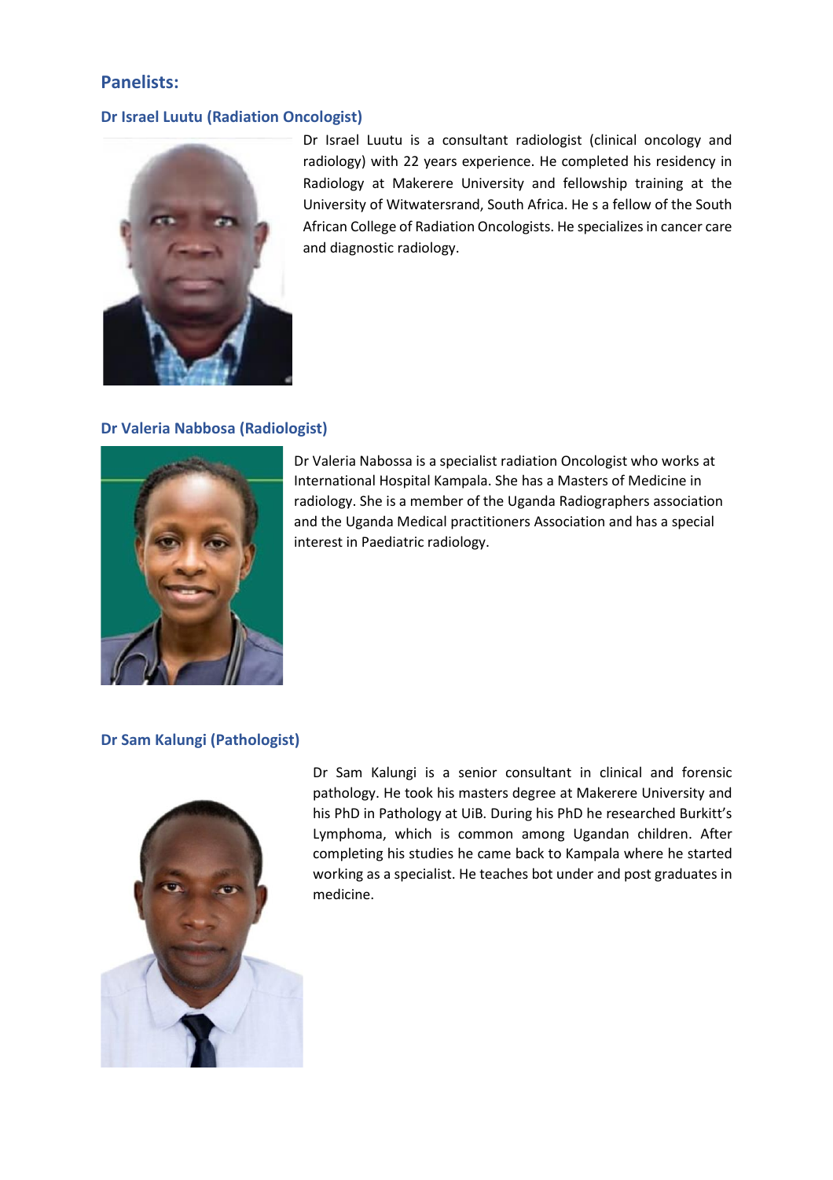## Panelists:

### Dr Israel Luutu (Radiation Oncologist)

Dr Israel Luutu is a consultant radiologist (clinical oncology and radiology) with 22 years experience. He completed his residency in Radiology at Makerere University and fellowship training at the University of Witwatersrand, South Africa. He s a fellow of the South African College of Radiation Oncologists. He specializes in cancer care and diagnostic radiology.

### Dr Valeria Nabbosa (Radiologist)

Dr Valeria Nabossa is a specialist radiation Oncologist who works at International Hospital Kampala. She has a Masters of Medicine in radiology. She is a member of the Uganda Radiographers association and the Uganda Medical practitioners Association and has a special interest in Paediatric radiology.

### Dr Sam Kalungi (Pathologist)

Dr Sam Kalungi is a senior consultant in clinical and forensic pathology. He took his masters degree at Makerere University and his PhD in Pathology at UiB. During his PhD he researched Burkitt's Lymphoma, which is common among Ugandan children. After completing his studies he came back to Kampala where he started working as a specialist. He teaches bot under and post graduates in medicine.